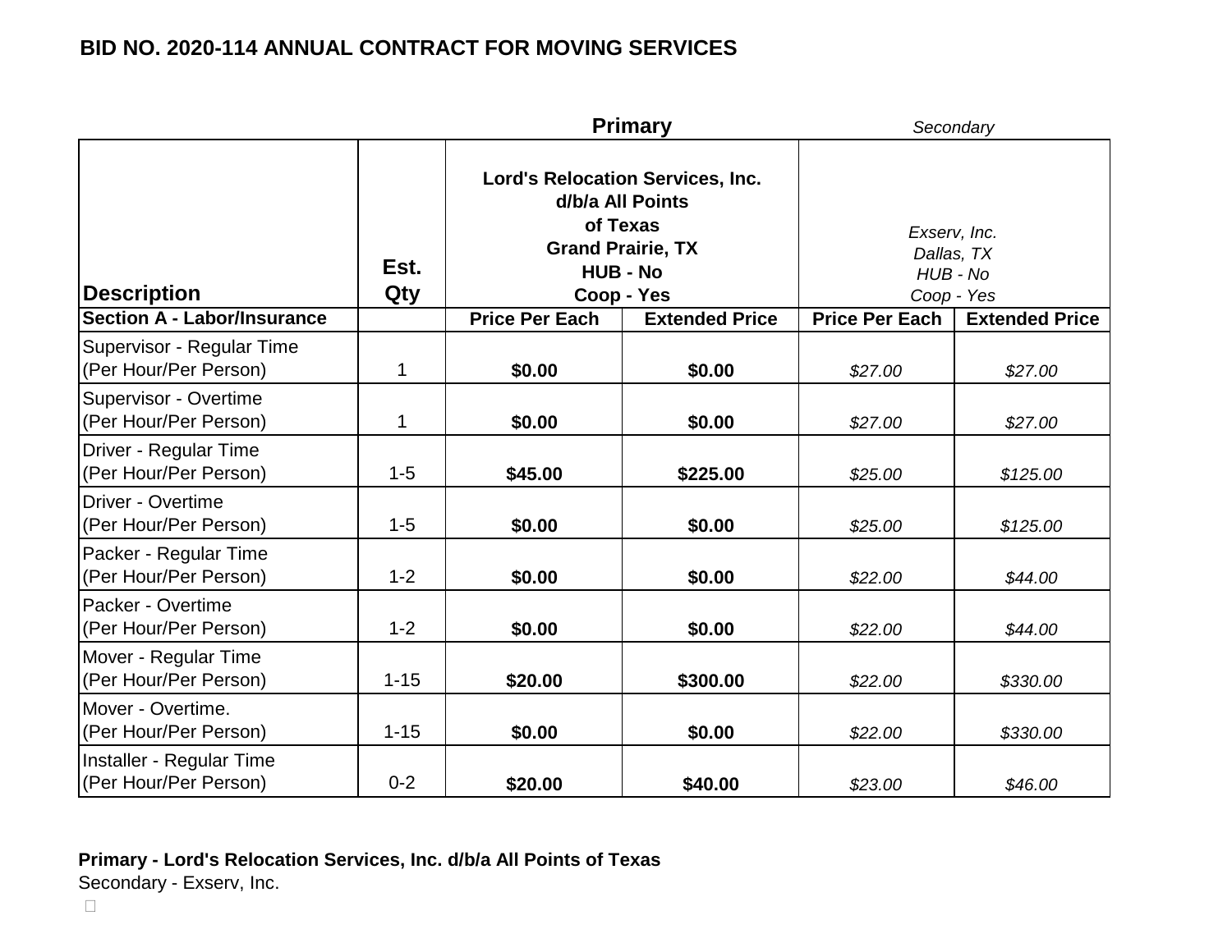# BID NO. 2020-114 ANNUAL CONTRACT FOR MOVING SERVICES

| Description | Est. Qty | **Primary** | | *Secondary* | |
|---|---|---|---|---|---|
| | | **Lord's Relocation Services, Inc. d/b/a All Points of Texas Grand Prairie, TX HUB - No Coop - Yes** | | *Exserv, Inc. Dallas, TX HUB - No Coop - Yes* | |
| **Section A - Labor/Insurance** | | **Price Per Each** | **Extended Price** | **Price Per Each** | **Extended Price** |
| Supervisor - Regular Time (Per Hour/Per Person) | 1 | **$0.00** | **$0.00** | *$27.00* | *$27.00* |
| Supervisor - Overtime (Per Hour/Per Person) | 1 | **$0.00** | **$0.00** | *$27.00* | *$27.00* |
| Driver - Regular Time (Per Hour/Per Person) | 1-5 | **$45.00** | **$225.00** | *$25.00* | *$125.00* |
| Driver - Overtime (Per Hour/Per Person) | 1-5 | **$0.00** | **$0.00** | *$25.00* | *$125.00* |
| Packer - Regular Time (Per Hour/Per Person) | 1-2 | **$0.00** | **$0.00** | *$22.00* | *$44.00* |
| Packer - Overtime (Per Hour/Per Person) | 1-2 | **$0.00** | **$0.00** | *$22.00* | *$44.00* |
| Mover - Regular Time (Per Hour/Per Person) | 1-15 | **$20.00** | **$300.00** | *$22.00* | *$330.00* |
| Mover - Overtime. (Per Hour/Per Person) | 1-15 | **$0.00** | **$0.00** | *$22.00* | *$330.00* |
| Installer - Regular Time (Per Hour/Per Person) | 0-2 | **$20.00** | **$40.00** | *$23.00* | *$46.00* |

**Primary - Lord's Relocation Services, Inc. d/b/a All Points of Texas**
Secondary - Exserv, Inc.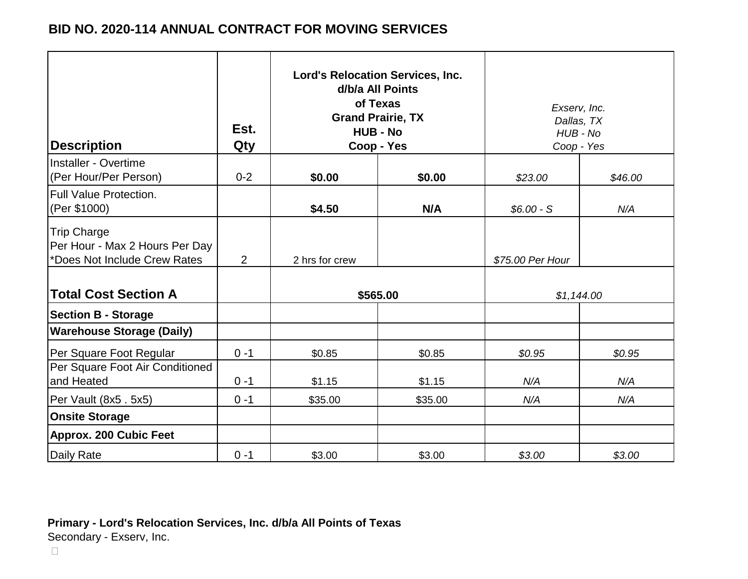## BID NO. 2020-114 ANNUAL CONTRACT FOR MOVING SERVICES

| Description | Est. Qty | **Lord's Relocation Services, Inc. d/b/a All Points of Texas Grand Prairie, TX HUB - No Coop - Yes** | | *Exserv, Inc. Dallas, TX HUB - No Coop - Yes* | |
|---|---|---|---|---|---|
| Installer - Overtime (Per Hour/Per Person) | 0-2 | **$0.00** | **$0.00** | *$23.00* | *$46.00* |
| Full Value Protection. (Per $1000) | | **$4.50** | **N/A** | *$6.00 - S* | *N/A* |
| Trip Charge Per Hour - Max 2 Hours Per Day *Does Not Include Crew Rates | 2 | 2 hrs for crew | | *$75.00 Per Hour* | |
| **Total Cost Section A** | | **$565.00** | | *$1,144.00* | |
| **Section B - Storage** | | | | | |
| **Warehouse Storage (Daily)** | | | | | |
| Per Square Foot Regular | 0 -1 | $0.85 | $0.85 | *$0.95* | *$0.95* |
| Per Square Foot Air Conditioned and Heated | 0 -1 | $1.15 | $1.15 | *N/A* | *N/A* |
| Per Vault (8x5 . 5x5) | 0 -1 | $35.00 | $35.00 | *N/A* | *N/A* |
| **Onsite Storage** | | | | | |
| **Approx. 200 Cubic Feet** | | | | | |
| Daily Rate | 0 -1 | $3.00 | $3.00 | *$3.00* | *$3.00* |

**Primary - Lord's Relocation Services, Inc. d/b/a All Points of Texas**
Secondary - Exserv, Inc.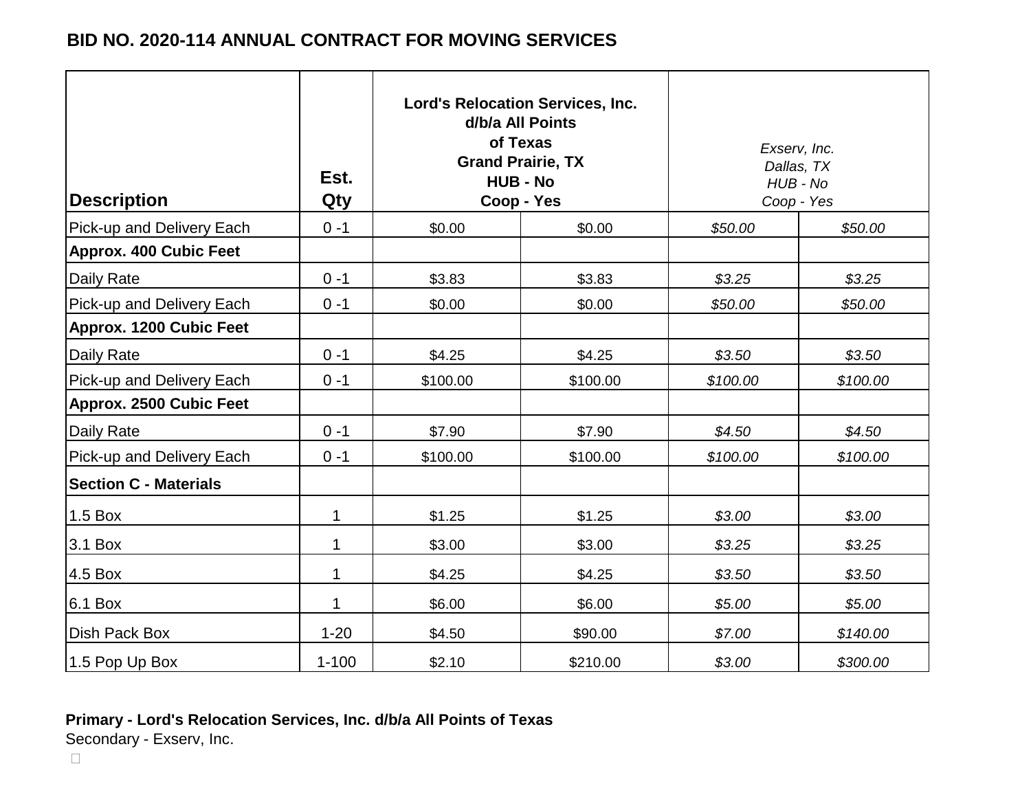**BID NO. 2020-114 ANNUAL CONTRACT FOR MOVING SERVICES**

| Description | Est. Qty | Lord's Relocation Services, Inc. d/b/a All Points of Texas Grand Prairie, TX HUB - No Coop - Yes | | *Exserv, Inc. Dallas, TX HUB - No Coop - Yes* | |
|---|---|---|---|---|---|
| Pick-up and Delivery Each | 0 -1 | $0.00 | $0.00 | *$50.00* | *$50.00* |
| **Approx. 400 Cubic Feet** | | | | | |
| Daily Rate | 0 -1 | $3.83 | $3.83 | *$3.25* | *$3.25* |
| Pick-up and Delivery Each | 0 -1 | $0.00 | $0.00 | *$50.00* | *$50.00* |
| **Approx. 1200 Cubic Feet** | | | | | |
| Daily Rate | 0 -1 | $4.25 | $4.25 | *$3.50* | *$3.50* |
| Pick-up and Delivery Each | 0 -1 | $100.00 | $100.00 | *$100.00* | *$100.00* |
| **Approx. 2500 Cubic Feet** | | | | | |
| Daily Rate | 0 -1 | $7.90 | $7.90 | *$4.50* | *$4.50* |
| Pick-up and Delivery Each | 0 -1 | $100.00 | $100.00 | *$100.00* | *$100.00* |
| **Section C - Materials** | | | | | |
| 1.5 Box | 1 | $1.25 | $1.25 | *$3.00* | *$3.00* |
| 3.1 Box | 1 | $3.00 | $3.00 | *$3.25* | *$3.25* |
| 4.5 Box | 1 | $4.25 | $4.25 | *$3.50* | *$3.50* |
| 6.1 Box | 1 | $6.00 | $6.00 | *$5.00* | *$5.00* |
| Dish Pack Box | 1-20 | $4.50 | $90.00 | *$7.00* | *$140.00* |
| 1.5 Pop Up Box | 1-100 | $2.10 | $210.00 | *$3.00* | *$300.00* |

**Primary - Lord's Relocation Services, Inc. d/b/a All Points of Texas**
Secondary - Exserv, Inc.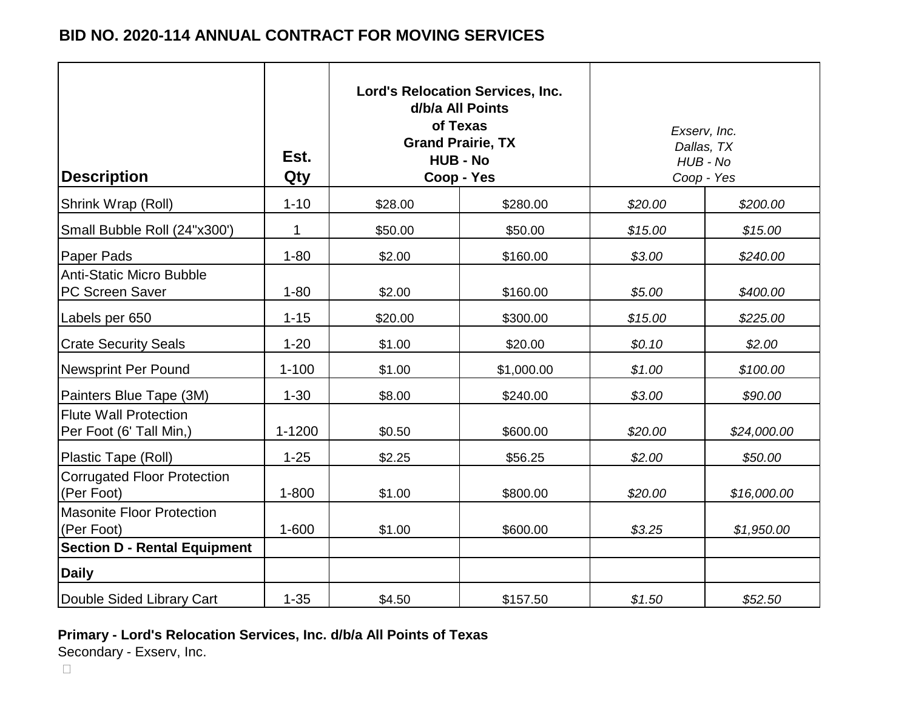## BID NO. 2020-114 ANNUAL CONTRACT FOR MOVING SERVICES

| Description | Est. Qty | Lord's Relocation Services, Inc. d/b/a All Points of Texas Grand Prairie, TX HUB - No Coop - Yes | | *Exserv, Inc. Dallas, TX HUB - No Coop - Yes* | |
|---|---|---|---|---|---|
| Shrink Wrap (Roll) | 1-10 | $28.00 | $280.00 | *$20.00* | *$200.00* |
| Small Bubble Roll (24"x300') | 1 | $50.00 | $50.00 | *$15.00* | *$15.00* |
| Paper Pads | 1-80 | $2.00 | $160.00 | *$3.00* | *$240.00* |
| Anti-Static Micro Bubble PC Screen Saver | 1-80 | $2.00 | $160.00 | *$5.00* | *$400.00* |
| Labels per 650 | 1-15 | $20.00 | $300.00 | *$15.00* | *$225.00* |
| Crate Security Seals | 1-20 | $1.00 | $20.00 | *$0.10* | *$2.00* |
| Newsprint Per Pound | 1-100 | $1.00 | $1,000.00 | *$1.00* | *$100.00* |
| Painters Blue Tape (3M) | 1-30 | $8.00 | $240.00 | *$3.00* | *$90.00* |
| Flute Wall Protection Per Foot (6' Tall Min,) | 1-1200 | $0.50 | $600.00 | *$20.00* | *$24,000.00* |
| Plastic Tape (Roll) | 1-25 | $2.25 | $56.25 | *$2.00* | *$50.00* |
| Corrugated Floor Protection (Per Foot) | 1-800 | $1.00 | $800.00 | *$20.00* | *$16,000.00* |
| Masonite Floor Protection (Per Foot) | 1-600 | $1.00 | $600.00 | *$3.25* | *$1,950.00* |
| **Section D - Rental Equipment** | | | | | |
| **Daily** | | | | | |
| Double Sided Library Cart | 1-35 | $4.50 | $157.50 | *$1.50* | *$52.50* |

**Primary - Lord's Relocation Services, Inc. d/b/a All Points of Texas**

Secondary - Exserv, Inc.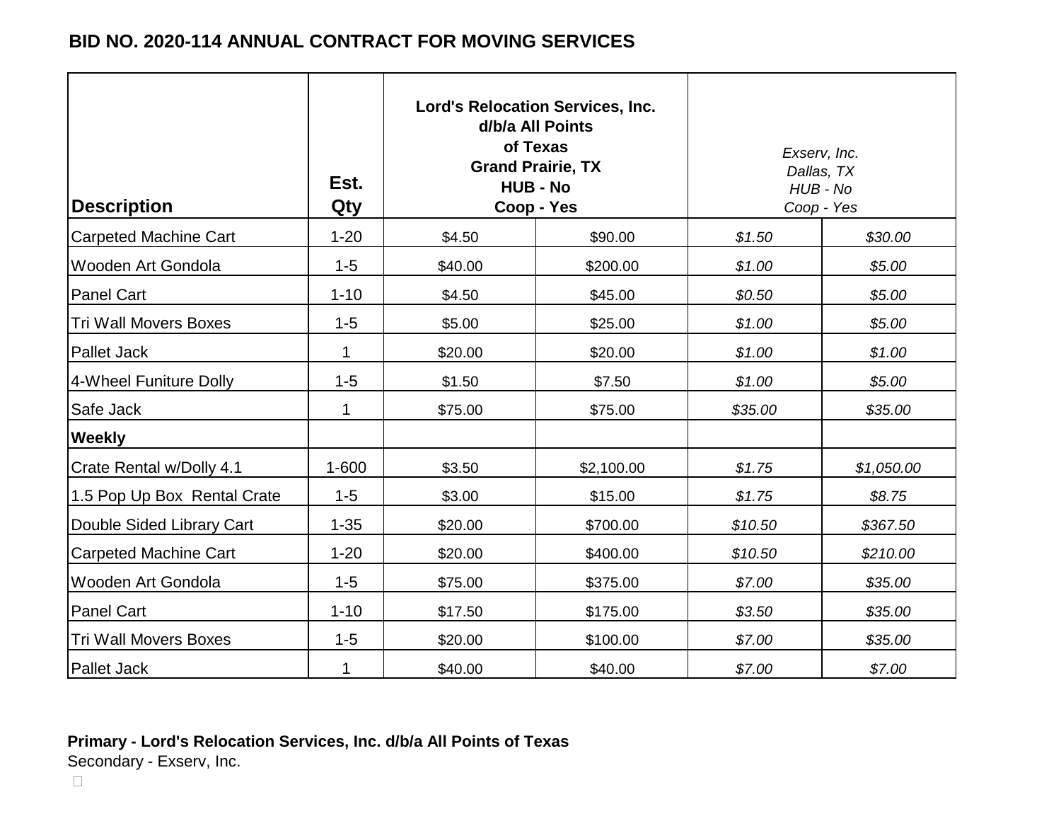## BID NO. 2020-114 ANNUAL CONTRACT FOR MOVING SERVICES

| Description | Est. Qty | Lord's Relocation Services, Inc. d/b/a All Points of Texas Grand Prairie, TX HUB - No Coop - Yes | | *Exserv, Inc. Dallas, TX HUB - No Coop - Yes* | |
|---|---|---|---|---|---|
| Carpeted Machine Cart | 1-20 | $4.50 | $90.00 | *$1.50* | *$30.00* |
| Wooden Art Gondola | 1-5 | $40.00 | $200.00 | *$1.00* | *$5.00* |
| Panel Cart | 1-10 | $4.50 | $45.00 | *$0.50* | *$5.00* |
| Tri Wall Movers Boxes | 1-5 | $5.00 | $25.00 | *$1.00* | *$5.00* |
| Pallet Jack | 1 | $20.00 | $20.00 | *$1.00* | *$1.00* |
| 4-Wheel Funiture Dolly | 1-5 | $1.50 | $7.50 | *$1.00* | *$5.00* |
| Safe Jack | 1 | $75.00 | $75.00 | *$35.00* | *$35.00* |
| **Weekly** | | | | | |
| Crate Rental w/Dolly 4.1 | 1-600 | $3.50 | $2,100.00 | *$1.75* | *$1,050.00* |
| 1.5 Pop Up Box Rental Crate | 1-5 | $3.00 | $15.00 | *$1.75* | *$8.75* |
| Double Sided Library Cart | 1-35 | $20.00 | $700.00 | *$10.50* | *$367.50* |
| Carpeted Machine Cart | 1-20 | $20.00 | $400.00 | *$10.50* | *$210.00* |
| Wooden Art Gondola | 1-5 | $75.00 | $375.00 | *$7.00* | *$35.00* |
| Panel Cart | 1-10 | $17.50 | $175.00 | *$3.50* | *$35.00* |
| Tri Wall Movers Boxes | 1-5 | $20.00 | $100.00 | *$7.00* | *$35.00* |
| Pallet Jack | 1 | $40.00 | $40.00 | *$7.00* | *$7.00* |

**Primary - Lord's Relocation Services, Inc. d/b/a All Points of Texas**

Secondary - Exserv, Inc.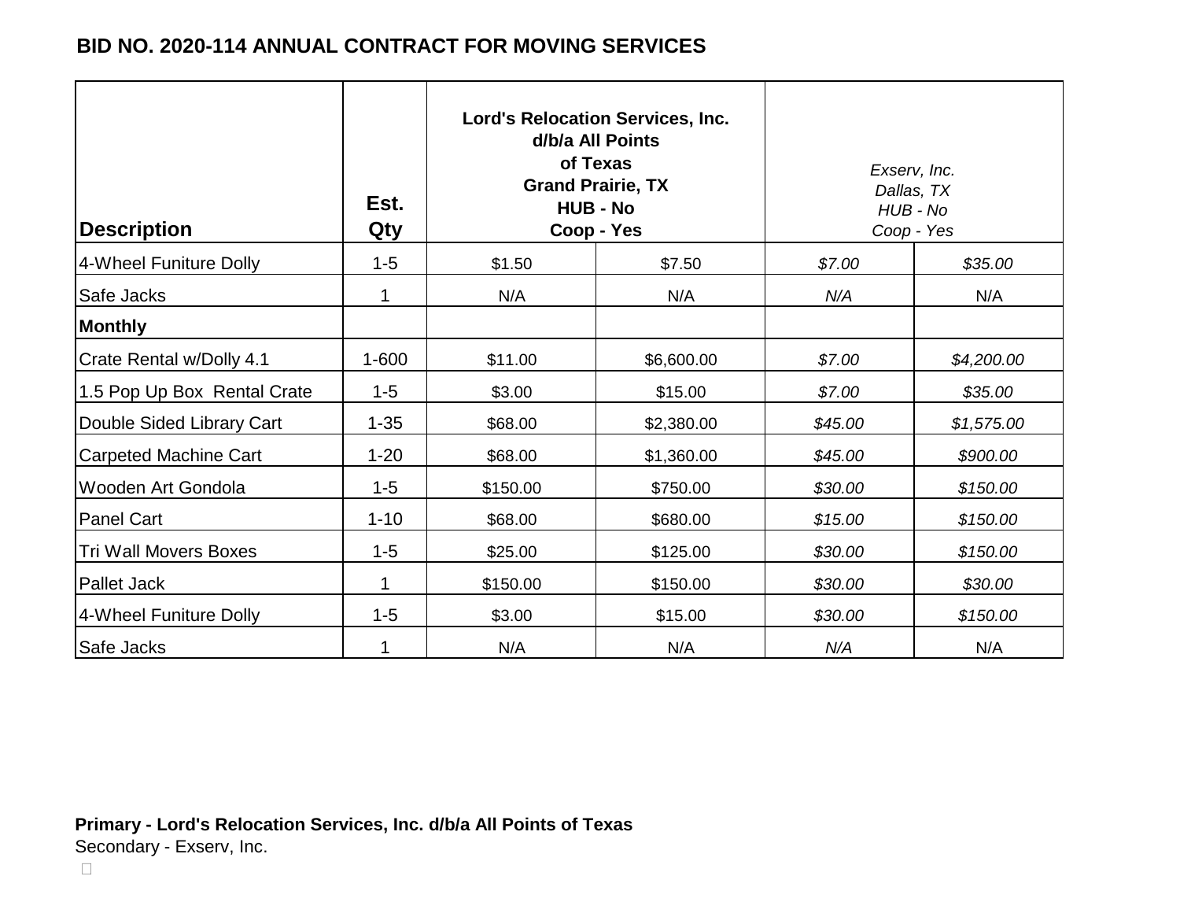## BID NO. 2020-114 ANNUAL CONTRACT FOR MOVING SERVICES

| Description | Est. Qty | Lord's Relocation Services, Inc. d/b/a All Points of Texas Grand Prairie, TX HUB - No Coop - Yes | | *Exserv, Inc. Dallas, TX HUB - No Coop - Yes* | |
|---|---|---|---|---|---|
| 4-Wheel Funiture Dolly | 1-5 | $1.50 | $7.50 | *$7.00* | *$35.00* |
| Safe Jacks | 1 | N/A | N/A | *N/A* | N/A |
| **Monthly** | | | | | |
| Crate Rental w/Dolly 4.1 | 1-600 | $11.00 | $6,600.00 | *$7.00* | *$4,200.00* |
| 1.5 Pop Up Box Rental Crate | 1-5 | $3.00 | $15.00 | *$7.00* | *$35.00* |
| Double Sided Library Cart | 1-35 | $68.00 | $2,380.00 | *$45.00* | *$1,575.00* |
| Carpeted Machine Cart | 1-20 | $68.00 | $1,360.00 | *$45.00* | *$900.00* |
| Wooden Art Gondola | 1-5 | $150.00 | $750.00 | *$30.00* | *$150.00* |
| Panel Cart | 1-10 | $68.00 | $680.00 | *$15.00* | *$150.00* |
| Tri Wall Movers Boxes | 1-5 | $25.00 | $125.00 | *$30.00* | *$150.00* |
| Pallet Jack | 1 | $150.00 | $150.00 | *$30.00* | *$30.00* |
| 4-Wheel Funiture Dolly | 1-5 | $3.00 | $15.00 | *$30.00* | *$150.00* |
| Safe Jacks | 1 | N/A | N/A | *N/A* | N/A |

**Primary - Lord's Relocation Services, Inc. d/b/a All Points of Texas**
Secondary - Exserv, Inc.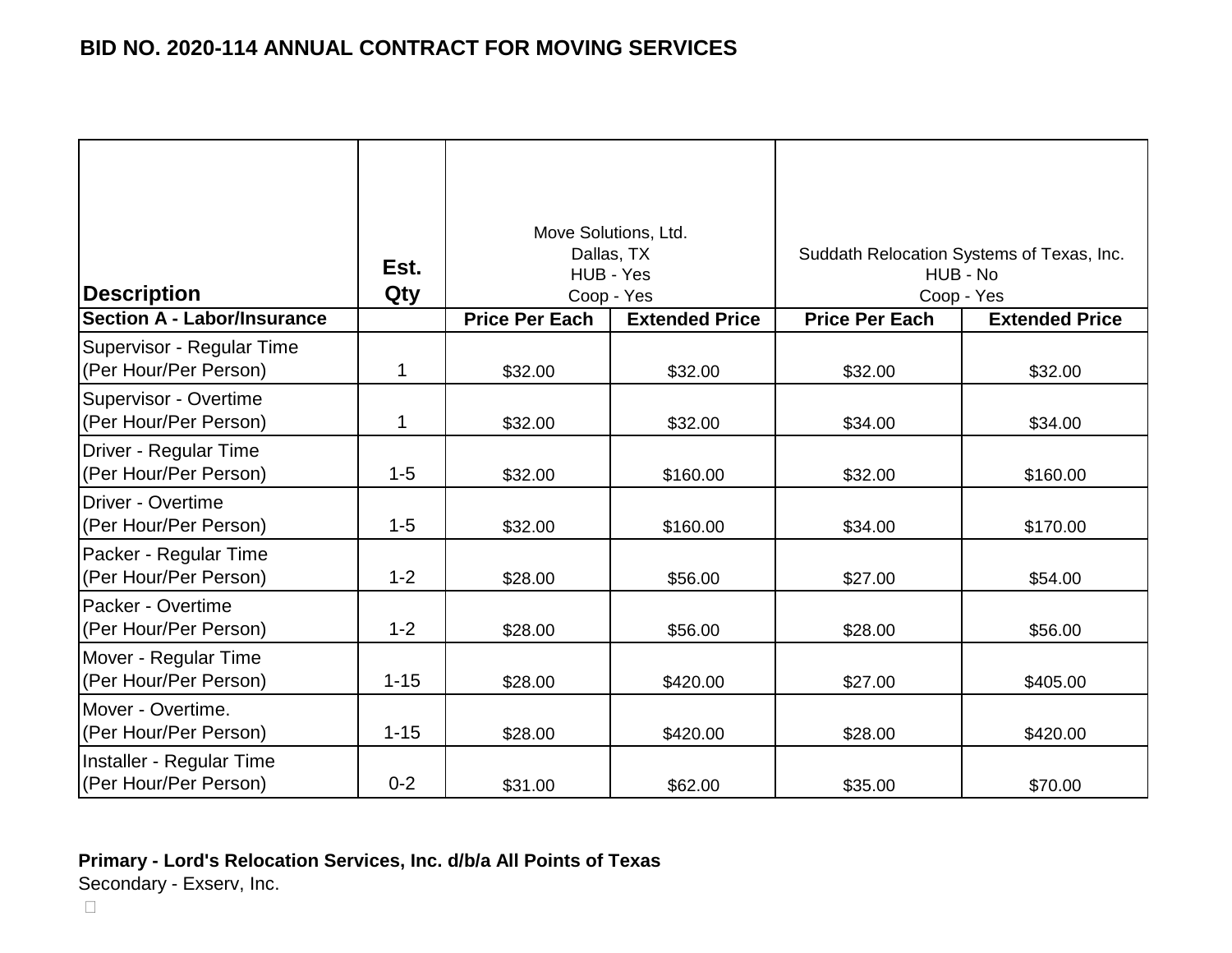**BID NO. 2020-114 ANNUAL CONTRACT FOR MOVING SERVICES**

| Description | Est. Qty | Move Solutions, Ltd.<br>Dallas, TX<br>HUB - Yes<br>Coop - Yes | | Suddath Relocation Systems of Texas, Inc.<br>HUB - No<br>Coop - Yes | |
|---|---|---|---|---|---|
| **Section A - Labor/Insurance** | | **Price Per Each** | **Extended Price** | **Price Per Each** | **Extended Price** |
| Supervisor - Regular Time (Per Hour/Per Person) | 1 | $32.00 | $32.00 | $32.00 | $32.00 |
| Supervisor - Overtime (Per Hour/Per Person) | 1 | $32.00 | $32.00 | $34.00 | $34.00 |
| Driver - Regular Time (Per Hour/Per Person) | 1-5 | $32.00 | $160.00 | $32.00 | $160.00 |
| Driver - Overtime (Per Hour/Per Person) | 1-5 | $32.00 | $160.00 | $34.00 | $170.00 |
| Packer - Regular Time (Per Hour/Per Person) | 1-2 | $28.00 | $56.00 | $27.00 | $54.00 |
| Packer - Overtime (Per Hour/Per Person) | 1-2 | $28.00 | $56.00 | $28.00 | $56.00 |
| Mover - Regular Time (Per Hour/Per Person) | 1-15 | $28.00 | $420.00 | $27.00 | $405.00 |
| Mover - Overtime. (Per Hour/Per Person) | 1-15 | $28.00 | $420.00 | $28.00 | $420.00 |
| Installer - Regular Time (Per Hour/Per Person) | 0-2 | $31.00 | $62.00 | $35.00 | $70.00 |

**Primary - Lord's Relocation Services, Inc. d/b/a All Points of Texas**

Secondary - Exserv, Inc.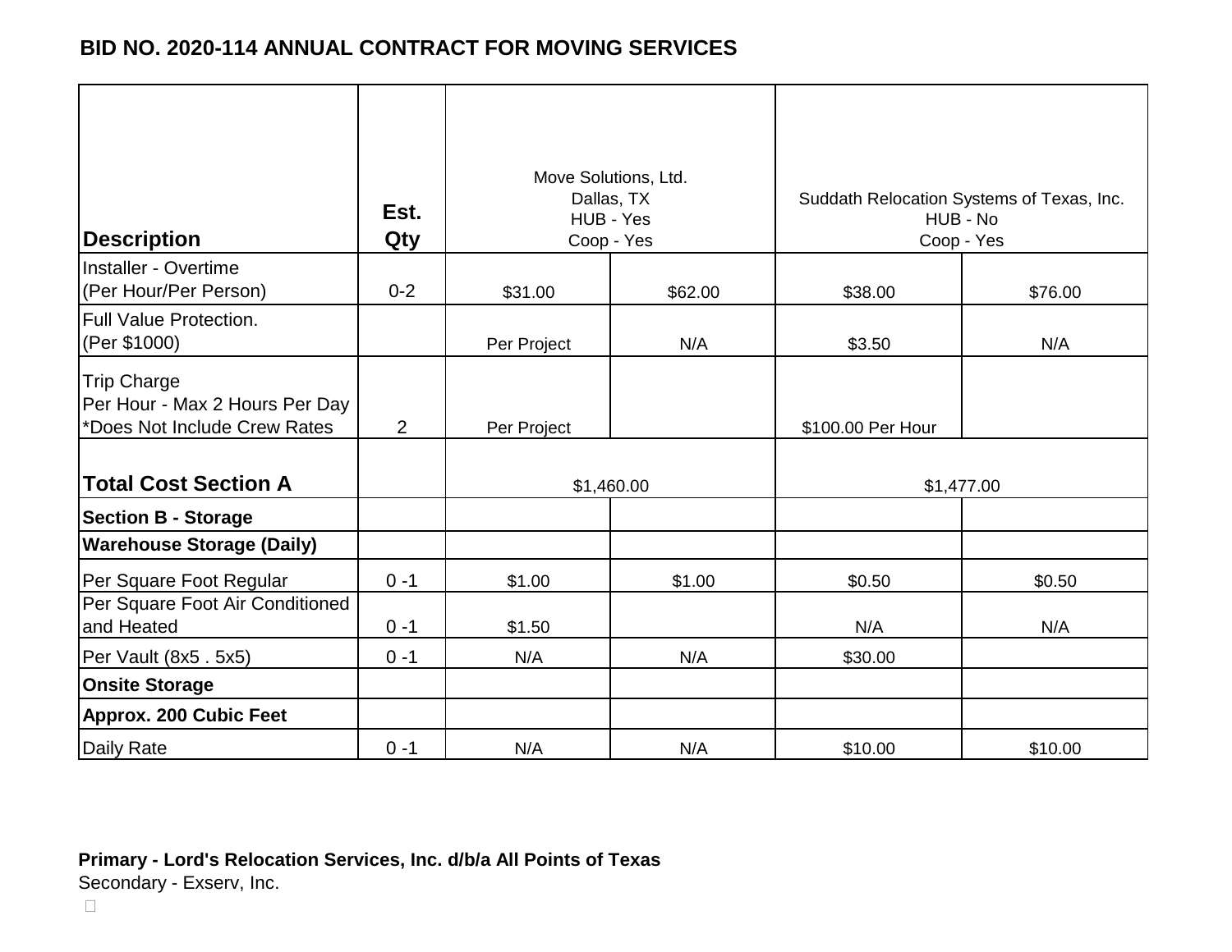**BID NO. 2020-114 ANNUAL CONTRACT FOR MOVING SERVICES**

| **Description** | **Est. Qty** | Move Solutions, Ltd.<br>Dallas, TX<br>HUB - Yes<br>Coop - Yes | | Suddath Relocation Systems of Texas, Inc.<br>HUB - No<br>Coop - Yes | |
|---|---|---|---|---|---|
| Installer - Overtime<br>(Per Hour/Per Person) | 0-2 | $31.00 | $62.00 | $38.00 | $76.00 |
| Full Value Protection.<br>(Per $1000) | | Per Project | N/A | $3.50 | N/A |
| Trip Charge<br>Per Hour - Max 2 Hours Per Day<br>*Does Not Include Crew Rates | 2 | Per Project | | $100.00 Per Hour | |
| **Total Cost Section A** | | $1,460.00 | | $1,477.00 | |
| **Section B - Storage** | | | | | |
| **Warehouse Storage (Daily)** | | | | | |
| Per Square Foot Regular | 0 -1 | $1.00 | $1.00 | $0.50 | $0.50 |
| Per Square Foot Air Conditioned and Heated | 0 -1 | $1.50 | | N/A | N/A |
| Per Vault (8x5 . 5x5) | 0 -1 | N/A | N/A | $30.00 | |
| **Onsite Storage** | | | | | |
| **Approx. 200 Cubic Feet** | | | | | |
| Daily Rate | 0 -1 | N/A | N/A | $10.00 | $10.00 |

**Primary - Lord's Relocation Services, Inc. d/b/a All Points of Texas**

Secondary - Exserv, Inc.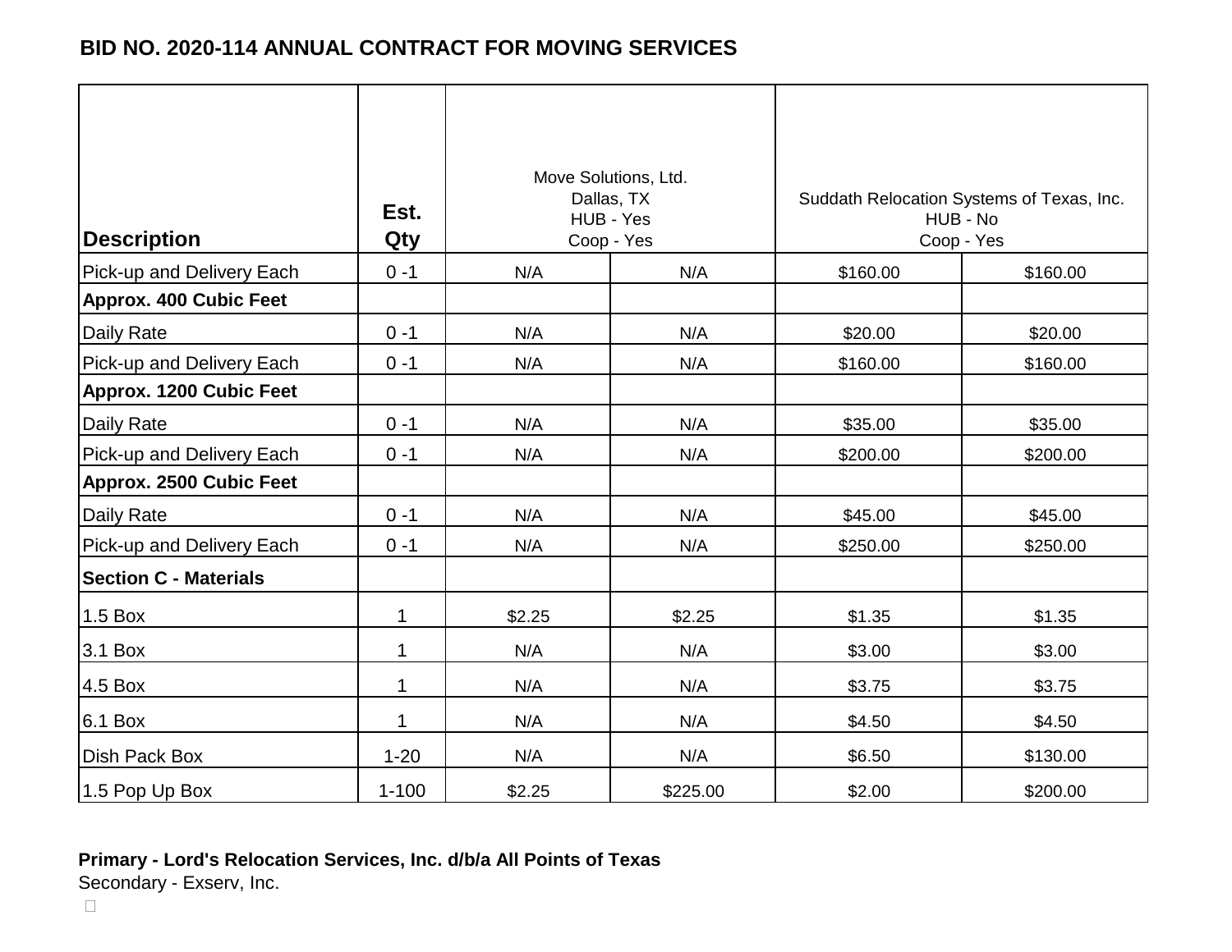## BID NO. 2020-114 ANNUAL CONTRACT FOR MOVING SERVICES

| Description | Est. Qty | Move Solutions, Ltd. Dallas, TX HUB - Yes Coop - Yes | | Suddath Relocation Systems of Texas, Inc. HUB - No Coop - Yes | |
|---|---|---|---|---|---|
| Pick-up and Delivery Each | 0 -1 | N/A | N/A | $160.00 | $160.00 |
| **Approx. 400 Cubic Feet** | | | | | |
| Daily Rate | 0 -1 | N/A | N/A | $20.00 | $20.00 |
| Pick-up and Delivery Each | 0 -1 | N/A | N/A | $160.00 | $160.00 |
| **Approx. 1200 Cubic Feet** | | | | | |
| Daily Rate | 0 -1 | N/A | N/A | $35.00 | $35.00 |
| Pick-up and Delivery Each | 0 -1 | N/A | N/A | $200.00 | $200.00 |
| **Approx. 2500 Cubic Feet** | | | | | |
| Daily Rate | 0 -1 | N/A | N/A | $45.00 | $45.00 |
| Pick-up and Delivery Each | 0 -1 | N/A | N/A | $250.00 | $250.00 |
| **Section C - Materials** | | | | | |
| 1.5 Box | 1 | $2.25 | $2.25 | $1.35 | $1.35 |
| 3.1 Box | 1 | N/A | N/A | $3.00 | $3.00 |
| 4.5 Box | 1 | N/A | N/A | $3.75 | $3.75 |
| 6.1 Box | 1 | N/A | N/A | $4.50 | $4.50 |
| Dish Pack Box | 1-20 | N/A | N/A | $6.50 | $130.00 |
| 1.5 Pop Up Box | 1-100 | $2.25 | $225.00 | $2.00 | $200.00 |

**Primary - Lord's Relocation Services, Inc. d/b/a All Points of Texas**

Secondary - Exserv, Inc.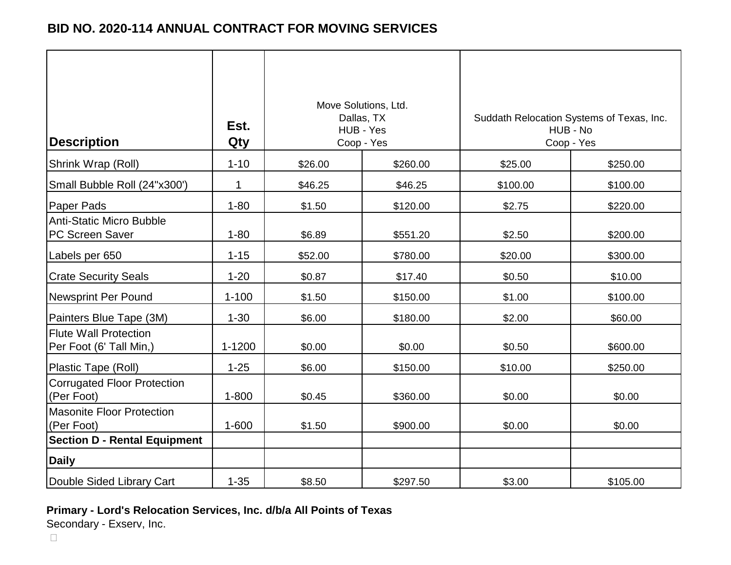## BID NO. 2020-114 ANNUAL CONTRACT FOR MOVING SERVICES

| Description | Est. Qty | Move Solutions, Ltd.<br>Dallas, TX<br>HUB - Yes<br>Coop - Yes | | Suddath Relocation Systems of Texas, Inc.<br>HUB - No<br>Coop - Yes | |
|---|---|---|---|---|---|
| Shrink Wrap (Roll) | 1-10 | $26.00 | $260.00 | $25.00 | $250.00 |
| Small Bubble Roll (24"x300') | 1 | $46.25 | $46.25 | $100.00 | $100.00 |
| Paper Pads | 1-80 | $1.50 | $120.00 | $2.75 | $220.00 |
| Anti-Static Micro Bubble PC Screen Saver | 1-80 | $6.89 | $551.20 | $2.50 | $200.00 |
| Labels per 650 | 1-15 | $52.00 | $780.00 | $20.00 | $300.00 |
| Crate Security Seals | 1-20 | $0.87 | $17.40 | $0.50 | $10.00 |
| Newsprint Per Pound | 1-100 | $1.50 | $150.00 | $1.00 | $100.00 |
| Painters Blue Tape (3M) | 1-30 | $6.00 | $180.00 | $2.00 | $60.00 |
| Flute Wall Protection Per Foot (6' Tall Min,) | 1-1200 | $0.00 | $0.00 | $0.50 | $600.00 |
| Plastic Tape (Roll) | 1-25 | $6.00 | $150.00 | $10.00 | $250.00 |
| Corrugated Floor Protection (Per Foot) | 1-800 | $0.45 | $360.00 | $0.00 | $0.00 |
| Masonite Floor Protection (Per Foot) | 1-600 | $1.50 | $900.00 | $0.00 | $0.00 |
| **Section D - Rental Equipment** | | | | | |
| **Daily** | | | | | |
| Double Sided Library Cart | 1-35 | $8.50 | $297.50 | $3.00 | $105.00 |

**Primary - Lord's Relocation Services, Inc. d/b/a All Points of Texas**

Secondary - Exserv, Inc.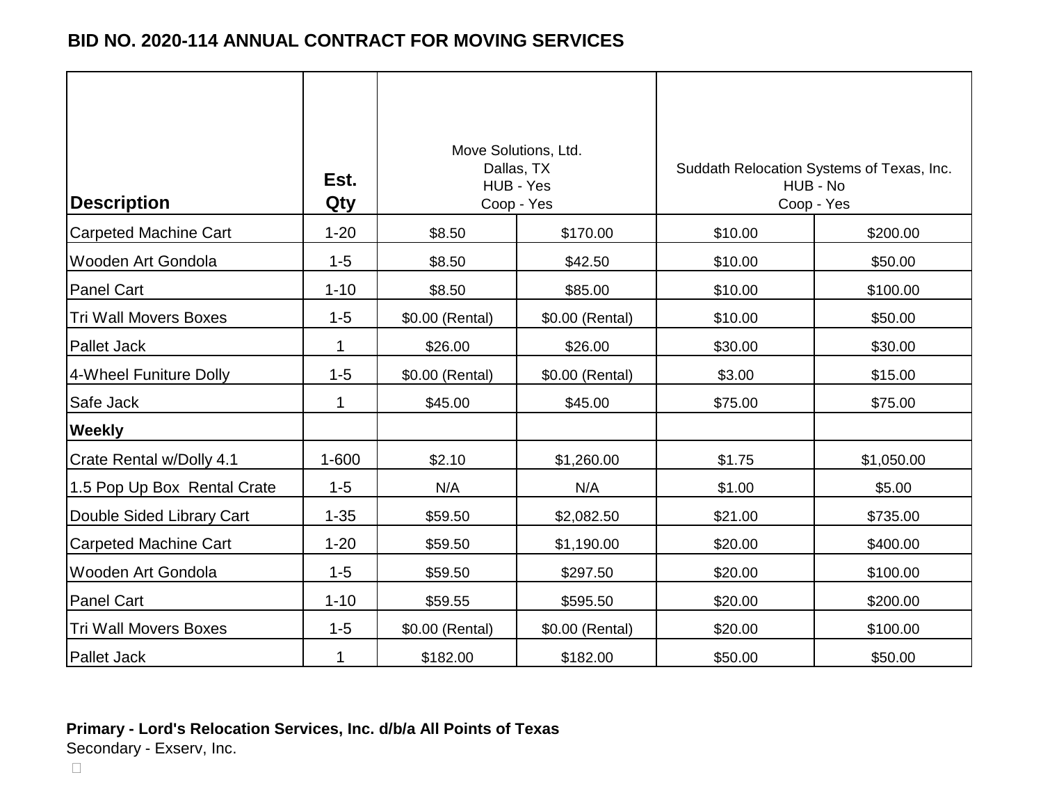**BID NO. 2020-114 ANNUAL CONTRACT FOR MOVING SERVICES**

| Description | Est. Qty | Move Solutions, Ltd. Dallas, TX HUB - Yes Coop - Yes | | Suddath Relocation Systems of Texas, Inc. HUB - No Coop - Yes | |
|---|---|---|---|---|---|
| Carpeted Machine Cart | 1-20 | $8.50 | $170.00 | $10.00 | $200.00 |
| Wooden Art Gondola | 1-5 | $8.50 | $42.50 | $10.00 | $50.00 |
| Panel Cart | 1-10 | $8.50 | $85.00 | $10.00 | $100.00 |
| Tri Wall Movers Boxes | 1-5 | $0.00 (Rental) | $0.00 (Rental) | $10.00 | $50.00 |
| Pallet Jack | 1 | $26.00 | $26.00 | $30.00 | $30.00 |
| 4-Wheel Funiture Dolly | 1-5 | $0.00 (Rental) | $0.00 (Rental) | $3.00 | $15.00 |
| Safe Jack | 1 | $45.00 | $45.00 | $75.00 | $75.00 |
| **Weekly** | | | | | |
| Crate Rental w/Dolly 4.1 | 1-600 | $2.10 | $1,260.00 | $1.75 | $1,050.00 |
| 1.5 Pop Up Box Rental Crate | 1-5 | N/A | N/A | $1.00 | $5.00 |
| Double Sided Library Cart | 1-35 | $59.50 | $2,082.50 | $21.00 | $735.00 |
| Carpeted Machine Cart | 1-20 | $59.50 | $1,190.00 | $20.00 | $400.00 |
| Wooden Art Gondola | 1-5 | $59.50 | $297.50 | $20.00 | $100.00 |
| Panel Cart | 1-10 | $59.55 | $595.50 | $20.00 | $200.00 |
| Tri Wall Movers Boxes | 1-5 | $0.00 (Rental) | $0.00 (Rental) | $20.00 | $100.00 |
| Pallet Jack | 1 | $182.00 | $182.00 | $50.00 | $50.00 |

**Primary - Lord's Relocation Services, Inc. d/b/a All Points of Texas**

Secondary - Exserv, Inc.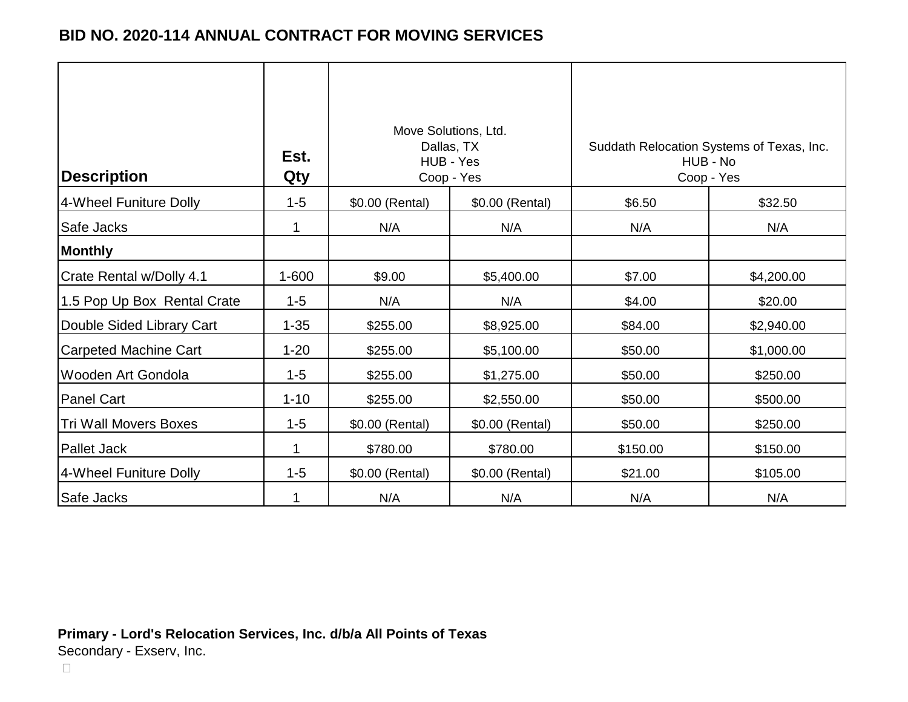## BID NO. 2020-114 ANNUAL CONTRACT FOR MOVING SERVICES

| Description | Est. Qty | Move Solutions, Ltd.<br>Dallas, TX<br>HUB - Yes<br>Coop - Yes | | Suddath Relocation Systems of Texas, Inc.<br>HUB - No<br>Coop - Yes | |
|---|---|---|---|---|---|
| 4-Wheel Funiture Dolly | 1-5 | $0.00 (Rental) | $0.00 (Rental) | $6.50 | $32.50 |
| Safe Jacks | 1 | N/A | N/A | N/A | N/A |
| **Monthly** | | | | | |
| Crate Rental w/Dolly 4.1 | 1-600 | $9.00 | $5,400.00 | $7.00 | $4,200.00 |
| 1.5 Pop Up Box Rental Crate | 1-5 | N/A | N/A | $4.00 | $20.00 |
| Double Sided Library Cart | 1-35 | $255.00 | $8,925.00 | $84.00 | $2,940.00 |
| Carpeted Machine Cart | 1-20 | $255.00 | $5,100.00 | $50.00 | $1,000.00 |
| Wooden Art Gondola | 1-5 | $255.00 | $1,275.00 | $50.00 | $250.00 |
| Panel Cart | 1-10 | $255.00 | $2,550.00 | $50.00 | $500.00 |
| Tri Wall Movers Boxes | 1-5 | $0.00 (Rental) | $0.00 (Rental) | $50.00 | $250.00 |
| Pallet Jack | 1 | $780.00 | $780.00 | $150.00 | $150.00 |
| 4-Wheel Funiture Dolly | 1-5 | $0.00 (Rental) | $0.00 (Rental) | $21.00 | $105.00 |
| Safe Jacks | 1 | N/A | N/A | N/A | N/A |

**Primary - Lord's Relocation Services, Inc. d/b/a All Points of Texas**

Secondary - Exserv, Inc.